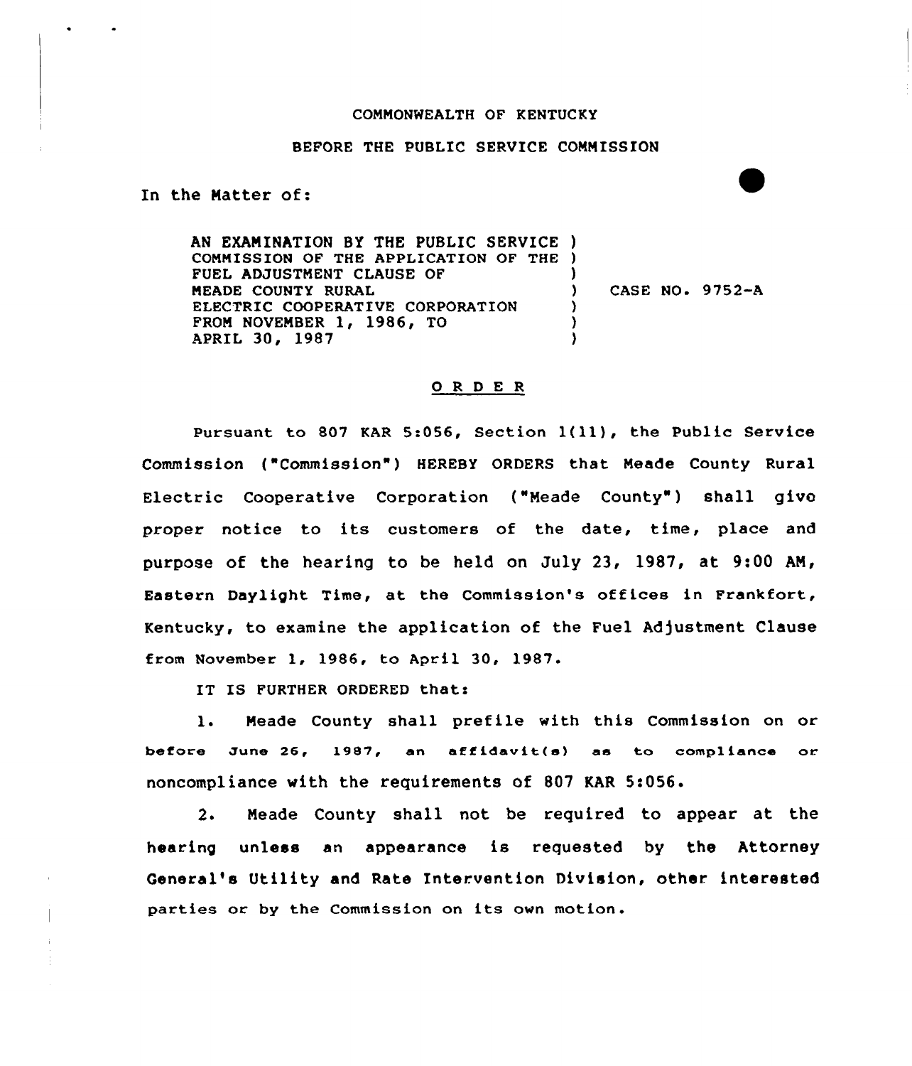COMMONWEALTH OF KENTUCKY

BEFORE THE PUBLIC SERVICE COMMISSION

In the Matter of:

| | |
|---|---|
| AN EXAMINATION BY THE PUBLIC SERVICE COMMISSION OF THE APPLICATION OF THE FUEL ADJUSTMENT CLAUSE OF MEADE COUNTY RURAL ELECTRIC COOPERATIVE CORPORATION FROM NOVEMBER 1, 1986, TO APRIL 30, 1987 | CASE NO. 9752-A |

## ORDER

Pursuant to 807 KAR 5:056, Section 1(11), the Public Service Commission ("Commission") HEREBY ORDERS that Meade County Rural Electric Cooperative Corporation ("Meade County") shall give proper notice to its customers of the date, time, place and purpose of the hearing to be held on July 23, 1987, at 9:00 AM, Eastern Daylight Time, at the Commission's offices in Frankfort, Kentucky, to examine the application of the Fuel Adjustment Clause from November 1, 1986, to April 30, 1987.

IT IS FURTHER ORDERED that:

1. Meade County shall prefile with this Commission on or before June 26, 1987, an affidavit(s) as to compliance or noncompliance with the requirements of 807 KAR 5:056.

2. Meade County shall not be required to appear at the hearing unless an appearance is requested by the Attorney General's Utility and Rate Intervention Division, other interested parties or by the Commission on its own motion.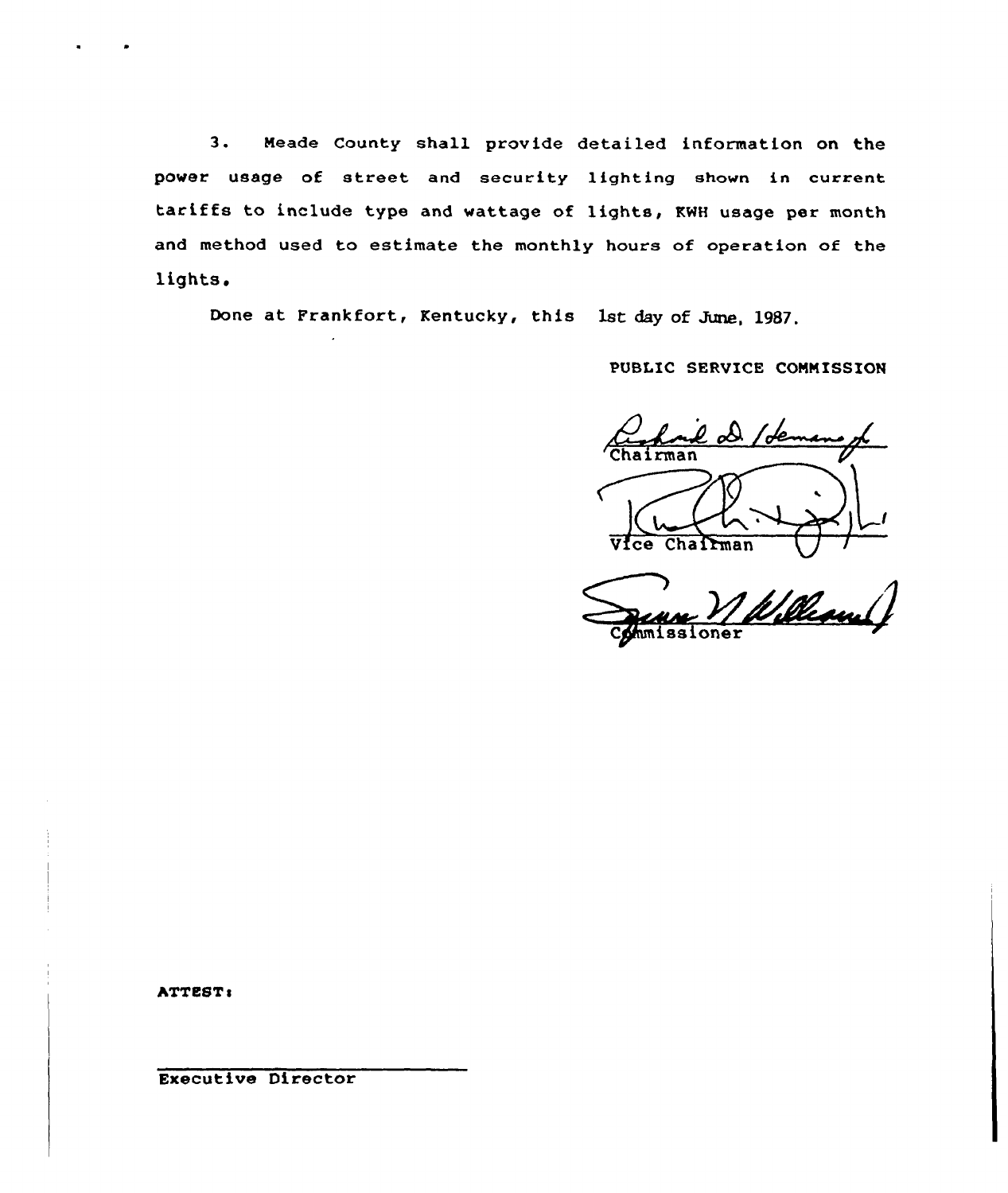3. Meade County shall provide detailed information on the power usage of street and security lighting shown in current tariffs to include type and wattage of lights, KWH usage per month and method used to estimate the monthly hours of operation of the lights.

Done at Frankfort, Kentucky, this 1st day of June, 1987.

PUBLIC SERVICE COMMISSION

Chairman

Vice Chairman

Commissioner

ATTEST:

Executive Director